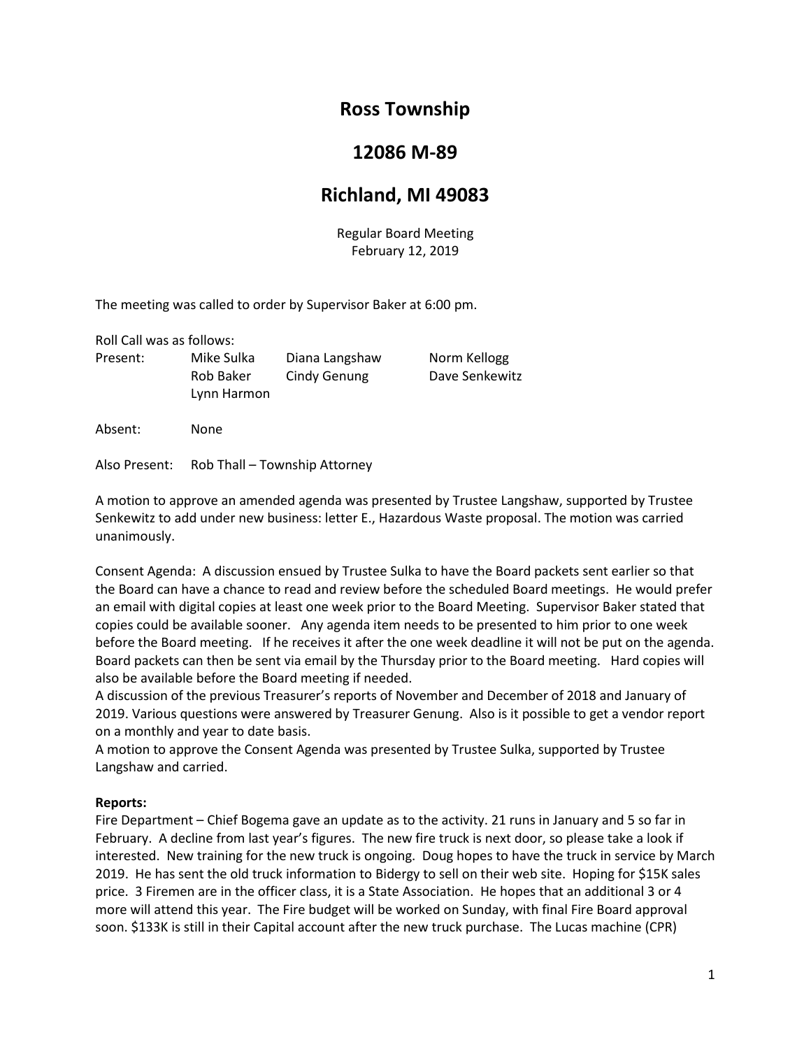# Ross Township

# 12086 M-89

# Richland, MI 49083

Regular Board Meeting
February 12, 2019

The meeting was called to order by Supervisor Baker at 6:00 pm.

Roll Call was as follows:

| Present: | Mike Sulka | Diana Langshaw | Norm Kellogg |
|---|---|---|---|
| | Rob Baker | Cindy Genung | Dave Senkewitz |
| | Lynn Harmon | | |

Absent: None

Also Present: Rob Thall – Township Attorney

A motion to approve an amended agenda was presented by Trustee Langshaw, supported by Trustee Senkewitz to add under new business: letter E., Hazardous Waste proposal. The motion was carried unanimously.

Consent Agenda: A discussion ensued by Trustee Sulka to have the Board packets sent earlier so that the Board can have a chance to read and review before the scheduled Board meetings. He would prefer an email with digital copies at least one week prior to the Board Meeting. Supervisor Baker stated that copies could be available sooner. Any agenda item needs to be presented to him prior to one week before the Board meeting. If he receives it after the one week deadline it will not be put on the agenda. Board packets can then be sent via email by the Thursday prior to the Board meeting. Hard copies will also be available before the Board meeting if needed.

A discussion of the previous Treasurer's reports of November and December of 2018 and January of 2019. Various questions were answered by Treasurer Genung. Also is it possible to get a vendor report on a monthly and year to date basis.

A motion to approve the Consent Agenda was presented by Trustee Sulka, supported by Trustee Langshaw and carried.

**Reports:**

Fire Department – Chief Bogema gave an update as to the activity. 21 runs in January and 5 so far in February. A decline from last year's figures. The new fire truck is next door, so please take a look if interested. New training for the new truck is ongoing. Doug hopes to have the truck in service by March 2019. He has sent the old truck information to Bidergy to sell on their web site. Hoping for $15K sales price. 3 Firemen are in the officer class, it is a State Association. He hopes that an additional 3 or 4 more will attend this year. The Fire budget will be worked on Sunday, with final Fire Board approval soon. $133K is still in their Capital account after the new truck purchase. The Lucas machine (CPR)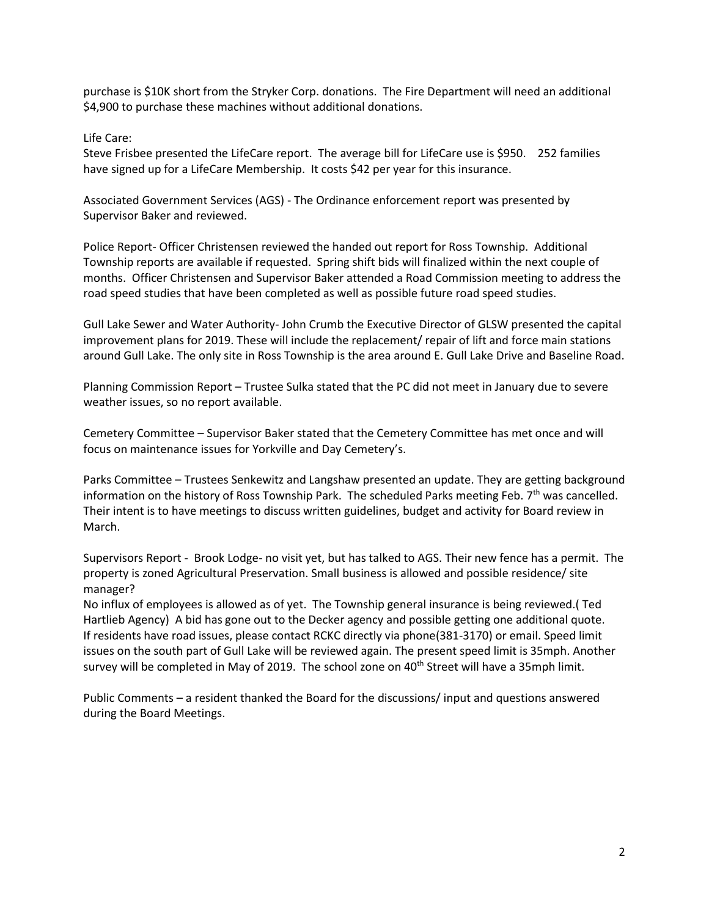purchase is $10K short from the Stryker Corp. donations. The Fire Department will need an additional $4,900 to purchase these machines without additional donations.

Life Care:
Steve Frisbee presented the LifeCare report. The average bill for LifeCare use is $950. 252 families have signed up for a LifeCare Membership. It costs $42 per year for this insurance.

Associated Government Services (AGS) - The Ordinance enforcement report was presented by Supervisor Baker and reviewed.

Police Report- Officer Christensen reviewed the handed out report for Ross Township. Additional Township reports are available if requested. Spring shift bids will finalized within the next couple of months. Officer Christensen and Supervisor Baker attended a Road Commission meeting to address the road speed studies that have been completed as well as possible future road speed studies.

Gull Lake Sewer and Water Authority- John Crumb the Executive Director of GLSW presented the capital improvement plans for 2019. These will include the replacement/ repair of lift and force main stations around Gull Lake. The only site in Ross Township is the area around E. Gull Lake Drive and Baseline Road.

Planning Commission Report – Trustee Sulka stated that the PC did not meet in January due to severe weather issues, so no report available.

Cemetery Committee – Supervisor Baker stated that the Cemetery Committee has met once and will focus on maintenance issues for Yorkville and Day Cemetery's.

Parks Committee – Trustees Senkewitz and Langshaw presented an update. They are getting background information on the history of Ross Township Park. The scheduled Parks meeting Feb. 7th was cancelled. Their intent is to have meetings to discuss written guidelines, budget and activity for Board review in March.

Supervisors Report - Brook Lodge- no visit yet, but has talked to AGS. Their new fence has a permit. The property is zoned Agricultural Preservation. Small business is allowed and possible residence/ site manager?
No influx of employees is allowed as of yet. The Township general insurance is being reviewed.( Ted Hartlieb Agency) A bid has gone out to the Decker agency and possible getting one additional quote. If residents have road issues, please contact RCKC directly via phone(381-3170) or email. Speed limit issues on the south part of Gull Lake will be reviewed again. The present speed limit is 35mph. Another survey will be completed in May of 2019. The school zone on 40th Street will have a 35mph limit.

Public Comments – a resident thanked the Board for the discussions/ input and questions answered during the Board Meetings.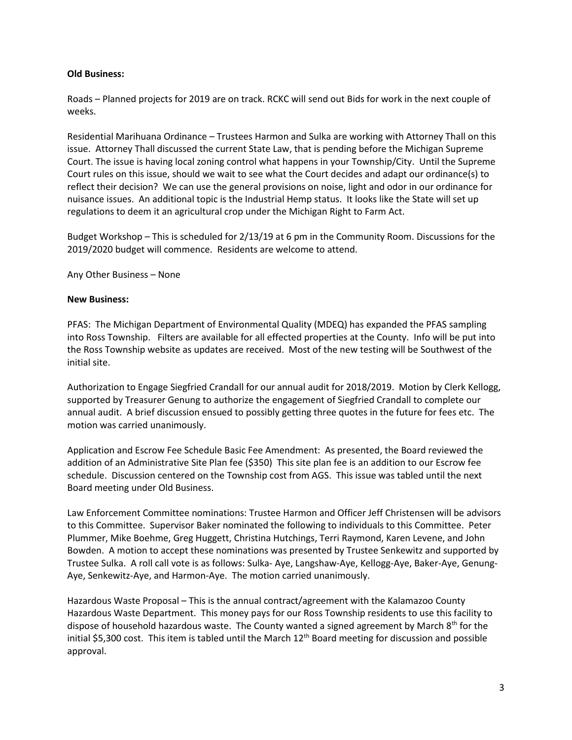**Old Business:**

Roads – Planned projects for 2019 are on track. RCKC will send out Bids for work in the next couple of weeks.

Residential Marihuana Ordinance – Trustees Harmon and Sulka are working with Attorney Thall on this issue. Attorney Thall discussed the current State Law, that is pending before the Michigan Supreme Court. The issue is having local zoning control what happens in your Township/City. Until the Supreme Court rules on this issue, should we wait to see what the Court decides and adapt our ordinance(s) to reflect their decision? We can use the general provisions on noise, light and odor in our ordinance for nuisance issues. An additional topic is the Industrial Hemp status. It looks like the State will set up regulations to deem it an agricultural crop under the Michigan Right to Farm Act.

Budget Workshop – This is scheduled for 2/13/19 at 6 pm in the Community Room. Discussions for the 2019/2020 budget will commence. Residents are welcome to attend.

Any Other Business – None

**New Business:**

PFAS: The Michigan Department of Environmental Quality (MDEQ) has expanded the PFAS sampling into Ross Township. Filters are available for all effected properties at the County. Info will be put into the Ross Township website as updates are received. Most of the new testing will be Southwest of the initial site.

Authorization to Engage Siegfried Crandall for our annual audit for 2018/2019. Motion by Clerk Kellogg, supported by Treasurer Genung to authorize the engagement of Siegfried Crandall to complete our annual audit. A brief discussion ensued to possibly getting three quotes in the future for fees etc. The motion was carried unanimously.

Application and Escrow Fee Schedule Basic Fee Amendment: As presented, the Board reviewed the addition of an Administrative Site Plan fee ($350) This site plan fee is an addition to our Escrow fee schedule. Discussion centered on the Township cost from AGS. This issue was tabled until the next Board meeting under Old Business.

Law Enforcement Committee nominations: Trustee Harmon and Officer Jeff Christensen will be advisors to this Committee. Supervisor Baker nominated the following to individuals to this Committee. Peter Plummer, Mike Boehme, Greg Huggett, Christina Hutchings, Terri Raymond, Karen Levene, and John Bowden. A motion to accept these nominations was presented by Trustee Senkewitz and supported by Trustee Sulka. A roll call vote is as follows: Sulka- Aye, Langshaw-Aye, Kellogg-Aye, Baker-Aye, Genung-Aye, Senkewitz-Aye, and Harmon-Aye. The motion carried unanimously.

Hazardous Waste Proposal – This is the annual contract/agreement with the Kalamazoo County Hazardous Waste Department. This money pays for our Ross Township residents to use this facility to dispose of household hazardous waste. The County wanted a signed agreement by March 8th for the initial $5,300 cost. This item is tabled until the March 12th Board meeting for discussion and possible approval.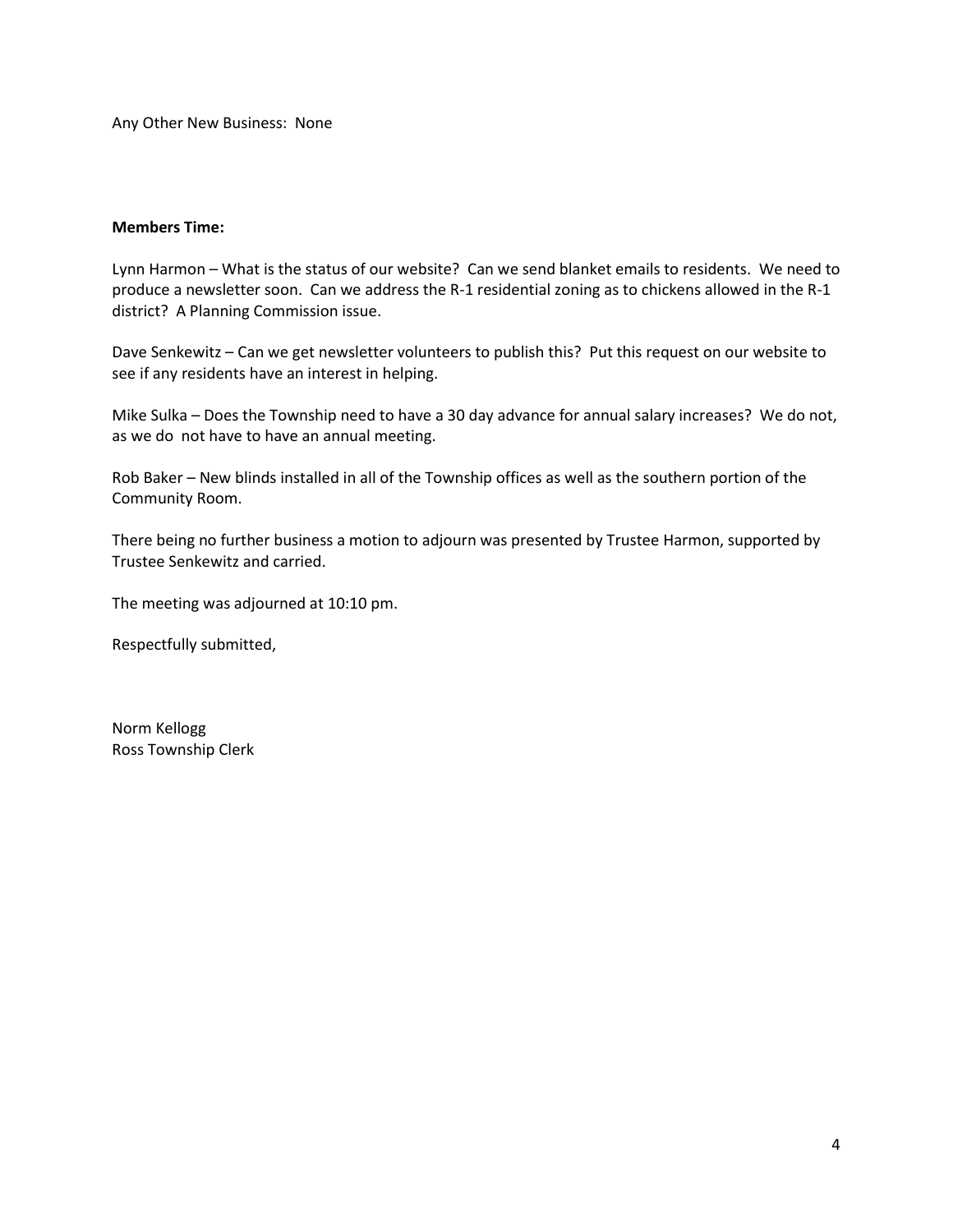Any Other New Business: None

**Members Time:**

Lynn Harmon – What is the status of our website? Can we send blanket emails to residents. We need to produce a newsletter soon. Can we address the R-1 residential zoning as to chickens allowed in the R-1 district? A Planning Commission issue.

Dave Senkewitz – Can we get newsletter volunteers to publish this? Put this request on our website to see if any residents have an interest in helping.

Mike Sulka – Does the Township need to have a 30 day advance for annual salary increases? We do not, as we do not have to have an annual meeting.

Rob Baker – New blinds installed in all of the Township offices as well as the southern portion of the Community Room.

There being no further business a motion to adjourn was presented by Trustee Harmon, supported by Trustee Senkewitz and carried.

The meeting was adjourned at 10:10 pm.

Respectfully submitted,

Norm Kellogg
Ross Township Clerk